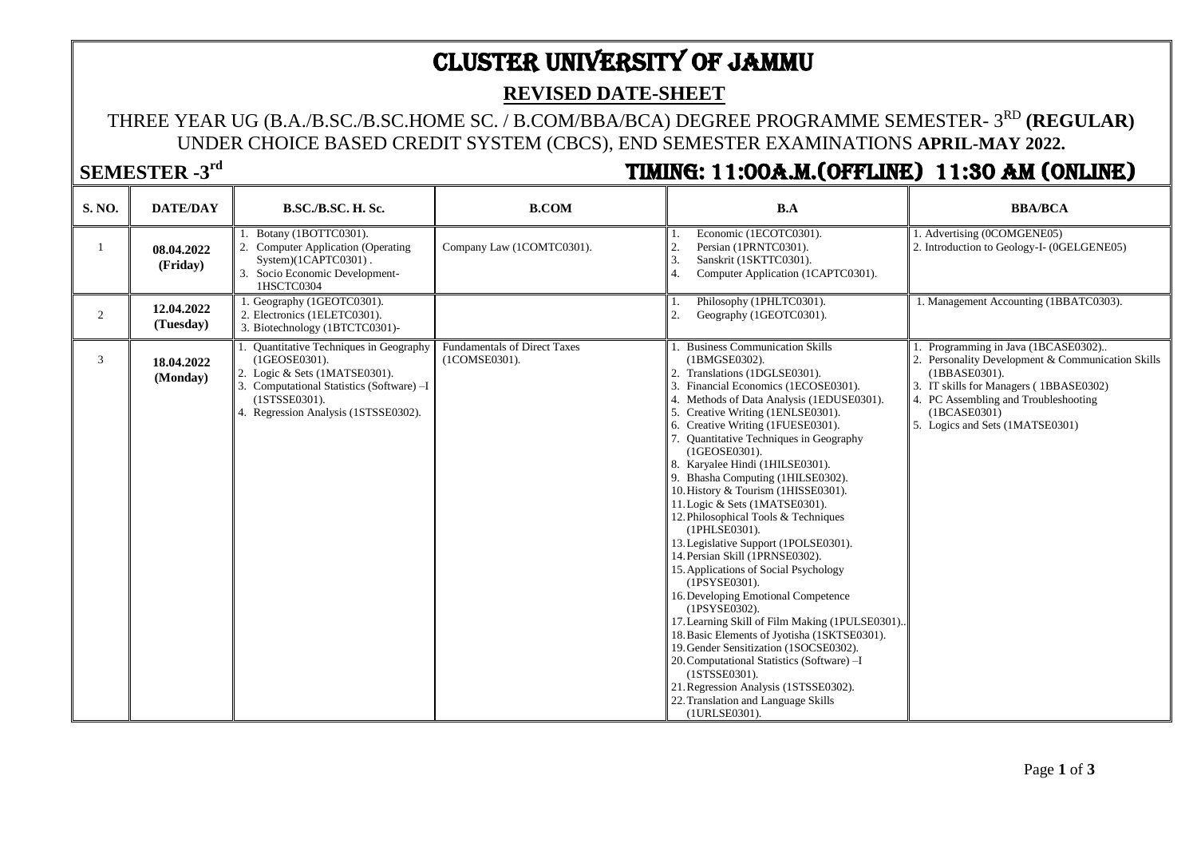# CLUSTER UNIVERSITY OF JAMMU

## REVISED DATE-SHEET

THREE YEAR UG (B.A./B.SC./B.SC.HOME SC. / B.COM/BBA/BCA) DEGREE PROGRAMME SEMESTER- 3RD **(REGULAR)** UNDER CHOICE BASED CREDIT SYSTEM (CBCS), END SEMESTER EXAMINATIONS **APRIL-MAY 2022.**

**SEMESTER -3rd** **TIMING: 11:00A.M.(OFFLINE) 11:30 AM (ONLINE)**

| S. NO. | DATE/DAY | B.SC./B.SC. H. Sc. | B.COM | B.A | BBA/BCA |
|---|---|---|---|---|---|
| 1 | **08.04.2022 (Friday)** | 1. Botany (1BOTTC0301).<br>2. Computer Application (Operating System)(1CAPTC0301) .<br>3. Socio Economic Development-1HSCTC0304 | Company Law (1COMTC0301). | 1. Economic (1ECOTC0301).<br>2. Persian (1PRNTC0301).<br>3. Sanskrit (1SKTTC0301).<br>4. Computer Application (1CAPTC0301). | 1. Advertising (0COMGENE05)<br>2. Introduction to Geology-I- (0GELGENE05) |
| 2 | **12.04.2022 (Tuesday)** | 1. Geography (1GEOTC0301).<br>2. Electronics (1ELETC0301).<br>3. Biotechnology (1BTCTC0301)- | | 1. Philosophy (1PHLTC0301).<br>2. Geography (1GEOTC0301). | 1. Management Accounting (1BBATC0303). |
| 3 | **18.04.2022 (Monday)** | 1. Quantitative Techniques in Geography (1GEOSE0301).<br>2. Logic & Sets (1MATSE0301).<br>3. Computational Statistics (Software) –I (1STSSE0301).<br>4. Regression Analysis (1STSSE0302). | Fundamentals of Direct Taxes (1COMSE0301). | 1. Business Communication Skills (1BMGSE0302).<br>2. Translations (1DGLSE0301).<br>3. Financial Economics (1ECOSE0301).<br>4. Methods of Data Analysis (1EDUSE0301).<br>5. Creative Writing (1ENLSE0301).<br>6. Creative Writing (1FUESE0301).<br>7. Quantitative Techniques in Geography (1GEOSE0301).<br>8. Karyalee Hindi (1HILSE0301).<br>9. Bhasha Computing (1HILSE0302).<br>10. History & Tourism (1HISSE0301).<br>11. Logic & Sets (1MATSE0301).<br>12. Philosophical Tools & Techniques (1PHLSE0301).<br>13. Legislative Support (1POLSE0301).<br>14. Persian Skill (1PRNSE0302).<br>15. Applications of Social Psychology (1PSYSE0301).<br>16. Developing Emotional Competence (1PSYSE0302).<br>17. Learning Skill of Film Making (1PULSE0301)..<br>18. Basic Elements of Jyotisha (1SKTSE0301).<br>19. Gender Sensitization (1SOCSE0302).<br>20. Computational Statistics (Software) –I (1STSSE0301).<br>21. Regression Analysis (1STSSE0302).<br>22. Translation and Language Skills (1URLSE0301). | 1. Programming in Java (1BCASE0302)..<br>2. Personality Development & Communication Skills (1BBASE0301).<br>3. IT skills for Managers ( 1BBASE0302)<br>4. PC Assembling and Troubleshooting (1BCASE0301)<br>5. Logics and Sets (1MATSE0301) |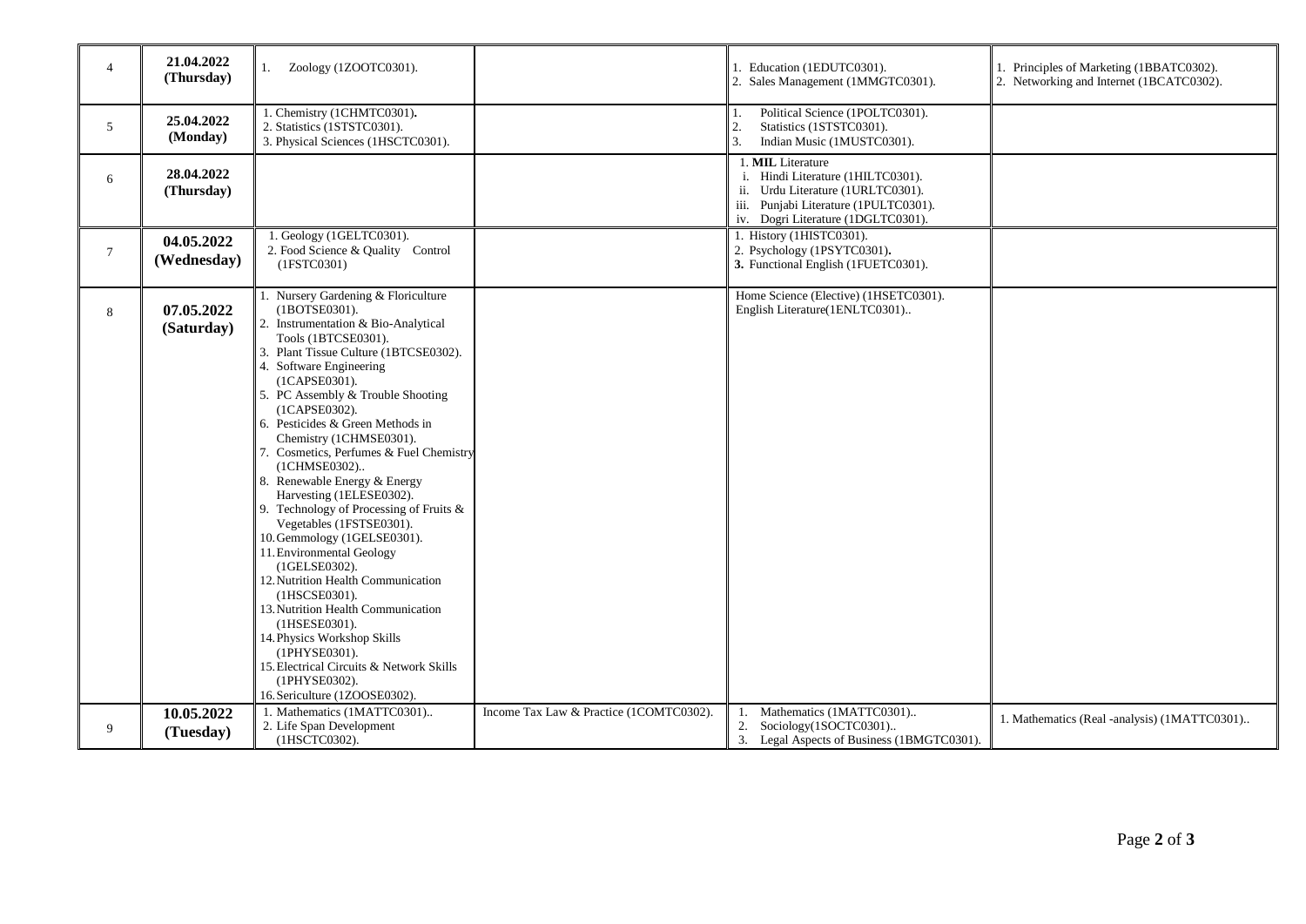| 4 | **21.04.2022 (Thursday)** | 1. Zoology (1ZOOTC0301). | | 1. Education (1EDUTC0301).<br>2. Sales Management (1MMGTC0301). | 1. Principles of Marketing (1BBATC0302).<br>2. Networking and Internet (1BCATC0302). |
|---|---|---|---|---|---|
| 5 | **25.04.2022 (Monday)** | 1. Chemistry (1CHMTC0301).<br>2. Statistics (1STSTC0301).<br>3. Physical Sciences (1HSCTC0301). | | 1. Political Science (1POLTC0301).<br>2. Statistics (1STSTC0301).<br>3. Indian Music (1MUSTC0301). | |
| 6 | **28.04.2022 (Thursday)** | | | 1. **MIL** Literature<br>i. Hindi Literature (1HILTC0301).<br>ii. Urdu Literature (1URLTC0301).<br>iii. Punjabi Literature (1PULTC0301).<br>iv. Dogri Literature (1DGLTC0301). | |
| 7 | **04.05.2022 (Wednesday)** | 1. Geology (1GELTC0301).<br>2. Food Science & Quality Control (1FSTC0301) | | 1. History (1HISTC0301).<br>2. Psychology (1PSYTC0301).<br>**3.** Functional English (1FUETC0301). | |
| 8 | **07.05.2022 (Saturday)** | 1. Nursery Gardening & Floriculture (1BOTSE0301).<br>2. Instrumentation & Bio-Analytical Tools (1BTCSE0301).<br>3. Plant Tissue Culture (1BTCSE0302).<br>4. Software Engineering (1CAPSE0301).<br>5. PC Assembly & Trouble Shooting (1CAPSE0302).<br>6. Pesticides & Green Methods in Chemistry (1CHMSE0301).<br>7. Cosmetics, Perfumes & Fuel Chemistry (1CHMSE0302)..<br>8. Renewable Energy & Energy Harvesting (1ELESE0302).<br>9. Technology of Processing of Fruits & Vegetables (1FSTSE0301).<br>10. Gemmology (1GELSE0301).<br>11. Environmental Geology (1GELSE0302).<br>12. Nutrition Health Communication (1HSCSE0301).<br>13. Nutrition Health Communication (1HSESE0301).<br>14. Physics Workshop Skills (1PHYSE0301).<br>15. Electrical Circuits & Network Skills (1PHYSE0302).<br>16. Sericulture (1ZOOSE0302). | | Home Science (Elective) (1HSETC0301).<br>English Literature(1ENLTC0301).. | |
| 9 | **10.05.2022 (Tuesday)** | 1. Mathematics (1MATTC0301)..<br>2. Life Span Development (1HSCTC0302). | Income Tax Law & Practice (1COMTC0302). | 1. Mathematics (1MATTC0301)..<br>2. Sociology(1SOCTC0301)..<br>3. Legal Aspects of Business (1BMGTC0301). | 1. Mathematics (Real -analysis) (1MATTC0301).. |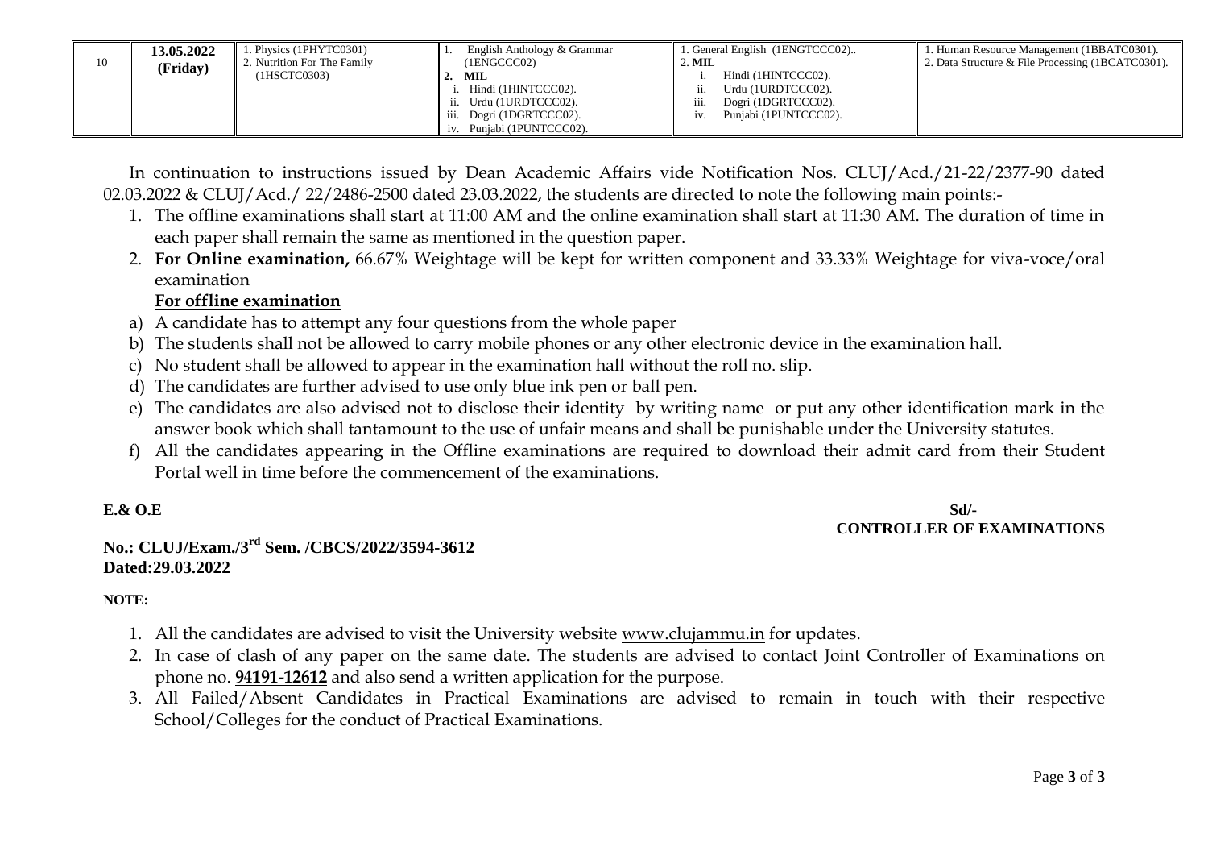| | | | | | |
|---|---|---|---|---|---|
| 10 | **13.05.2022 (Friday)** | 1. Physics (1PHYTC0301)<br>2. Nutrition For The Family (1HSCTC0303) | 1. English Anthology & Grammar (1ENGCCC02)<br>**2. MIL**<br>i. Hindi (1HINTCCC02).<br>ii. Urdu (1URDTCCC02).<br>iii. Dogri (1DGRTCCC02).<br>iv. Punjabi (1PUNTCCC02). | 1. General English (1ENGTCCC02)..<br>2. **MIL**<br>i. Hindi (1HINTCCC02).<br>ii. Urdu (1URDTCCC02).<br>iii. Dogri (1DGRTCCC02).<br>iv. Punjabi (1PUNTCCC02). | 1. Human Resource Management (1BBATC0301).<br>2. Data Structure & File Processing (1BCATC0301). |

In continuation to instructions issued by Dean Academic Affairs vide Notification Nos. CLUJ/Acd./21-22/2377-90 dated 02.03.2022 & CLUJ/Acd./ 22/2486-2500 dated 23.03.2022, the students are directed to note the following main points:-

1. The offline examinations shall start at 11:00 AM and the online examination shall start at 11:30 AM. The duration of time in each paper shall remain the same as mentioned in the question paper.
2. **For Online examination,** 66.67% Weightage will be kept for written component and 33.33% Weightage for viva-voce/oral examination

**For offline examination**

a) A candidate has to attempt any four questions from the whole paper
b) The students shall not be allowed to carry mobile phones or any other electronic device in the examination hall.
c) No student shall be allowed to appear in the examination hall without the roll no. slip.
d) The candidates are further advised to use only blue ink pen or ball pen.
e) The candidates are also advised not to disclose their identity by writing name or put any other identification mark in the answer book which shall tantamount to the use of unfair means and shall be punishable under the University statutes.
f) All the candidates appearing in the Offline examinations are required to download their admit card from their Student Portal well in time before the commencement of the examinations.

**E.& O.E**

**Sd/-**
**CONTROLLER OF EXAMINATIONS**

**No.: CLUJ/Exam./3rd Sem. /CBCS/2022/3594-3612**
**Dated:29.03.2022**

**NOTE:**

1. All the candidates are advised to visit the University website www.clujammu.in for updates.
2. In case of clash of any paper on the same date. The students are advised to contact Joint Controller of Examinations on phone no. **94191-12612** and also send a written application for the purpose.
3. All Failed/Absent Candidates in Practical Examinations are advised to remain in touch with their respective School/Colleges for the conduct of Practical Examinations.